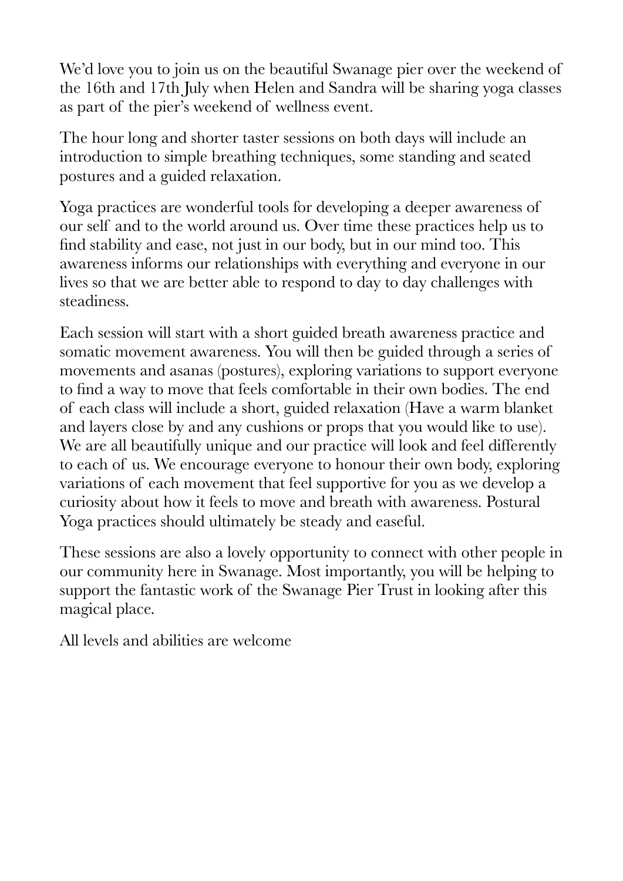We'd love you to join us on the beautiful Swanage pier over the weekend of the 16th and 17th July when Helen and Sandra will be sharing yoga classes as part of the pier's weekend of wellness event.

The hour long and shorter taster sessions on both days will include an introduction to simple breathing techniques, some standing and seated postures and a guided relaxation.

Yoga practices are wonderful tools for developing a deeper awareness of our self and to the world around us. Over time these practices help us to find stability and ease, not just in our body, but in our mind too. This awareness informs our relationships with everything and everyone in our lives so that we are better able to respond to day to day challenges with steadiness.

Each session will start with a short guided breath awareness practice and somatic movement awareness. You will then be guided through a series of movements and asanas (postures), exploring variations to support everyone to find a way to move that feels comfortable in their own bodies. The end of each class will include a short, guided relaxation (Have a warm blanket and layers close by and any cushions or props that you would like to use). We are all beautifully unique and our practice will look and feel differently to each of us. We encourage everyone to honour their own body, exploring variations of each movement that feel supportive for you as we develop a curiosity about how it feels to move and breath with awareness. Postural Yoga practices should ultimately be steady and easeful.

These sessions are also a lovely opportunity to connect with other people in our community here in Swanage. Most importantly, you will be helping to support the fantastic work of the Swanage Pier Trust in looking after this magical place.

All levels and abilities are welcome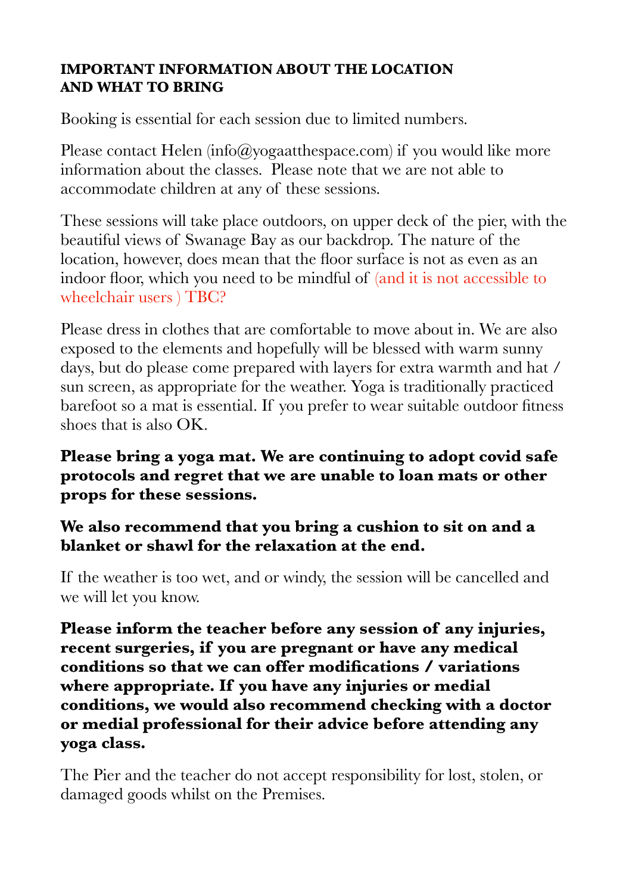**IMPORTANT INFORMATION ABOUT THE LOCATION AND WHAT TO BRING**

Booking is essential for each session due to limited numbers.

Please contact Helen (info@yogaatthespace.com) if you would like more information about the classes. Please note that we are not able to accommodate children at any of these sessions.

These sessions will take place outdoors, on upper deck of the pier, with the beautiful views of Swanage Bay as our backdrop. The nature of the location, however, does mean that the floor surface is not as even as an indoor floor, which you need to be mindful of (and it is not accessible to wheelchair users ) TBC?

Please dress in clothes that are comfortable to move about in. We are also exposed to the elements and hopefully will be blessed with warm sunny days, but do please come prepared with layers for extra warmth and hat / sun screen, as appropriate for the weather. Yoga is traditionally practiced barefoot so a mat is essential. If you prefer to wear suitable outdoor fitness shoes that is also OK.

**Please bring a yoga mat. We are continuing to adopt covid safe protocols and regret that we are unable to loan mats or other props for these sessions.**

**We also recommend that you bring a cushion to sit on and a blanket or shawl for the relaxation at the end.**

If the weather is too wet, and or windy, the session will be cancelled and we will let you know.

**Please inform the teacher before any session of any injuries, recent surgeries, if you are pregnant or have any medical conditions so that we can offer modifications / variations where appropriate. If you have any injuries or medial conditions, we would also recommend checking with a doctor or medial professional for their advice before attending any yoga class.**

The Pier and the teacher do not accept responsibility for lost, stolen, or damaged goods whilst on the Premises.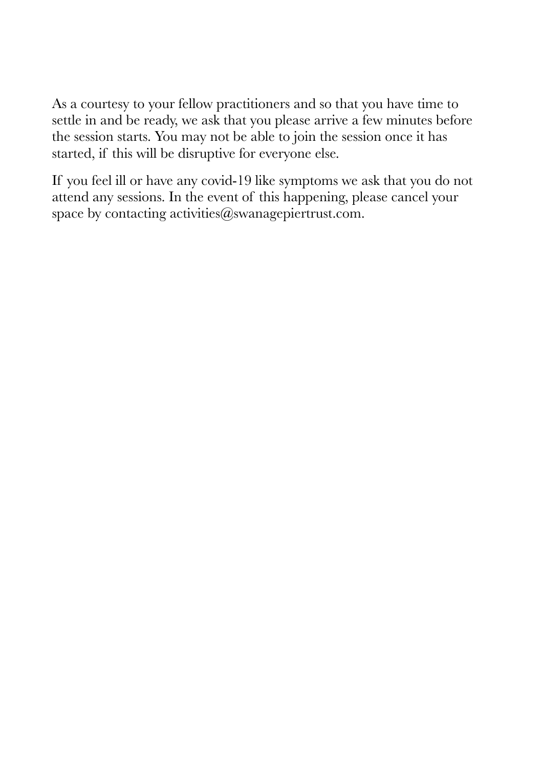As a courtesy to your fellow practitioners and so that you have time to settle in and be ready, we ask that you please arrive a few minutes before the session starts. You may not be able to join the session once it has started, if this will be disruptive for everyone else.

If you feel ill or have any covid-19 like symptoms we ask that you do not attend any sessions. In the event of this happening, please cancel your space by contacting activities@swanagepiertrust.com.